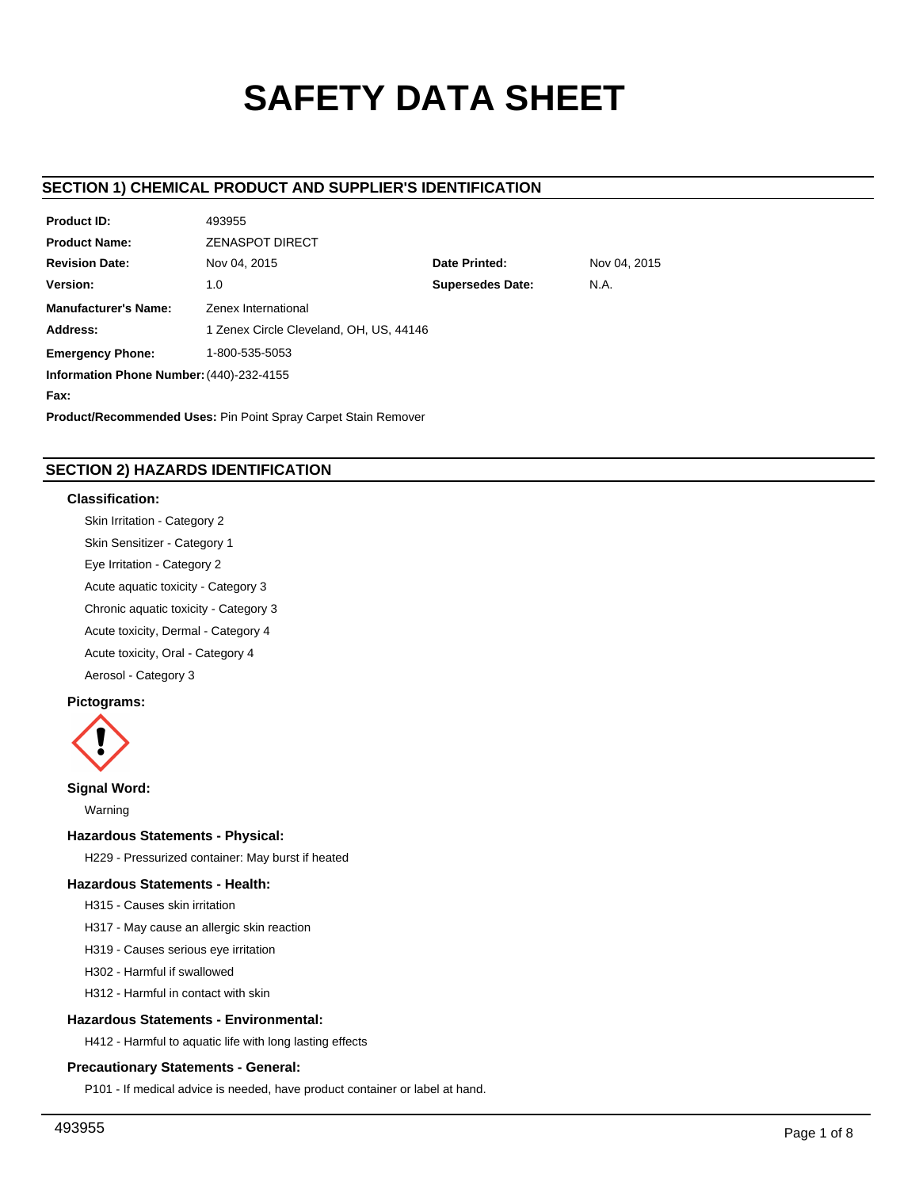# SAFETY DATA SHEET

## SECTION 1) CHEMICAL PRODUCT AND SUPPLIER'S IDENTIFICATION

| | | | |
|---|---|---|---|
| **Product ID:** | 493955 | | |
| **Product Name:** | ZENASPOT DIRECT | | |
| **Revision Date:** | Nov 04, 2015 | **Date Printed:** | Nov 04, 2015 |
| **Version:** | 1.0 | **Supersedes Date:** | N.A. |
| **Manufacturer's Name:** | Zenex International | | |
| **Address:** | 1 Zenex Circle Cleveland, OH, US, 44146 | | |
| **Emergency Phone:** | 1-800-535-5053 | | |
| **Information Phone Number:** | (440)-232-4155 | | |
| **Fax:** | | | |

**Product/Recommended Uses:** Pin Point Spray Carpet Stain Remover

## SECTION 2) HAZARDS IDENTIFICATION

### Classification:

Skin Irritation - Category 2

Skin Sensitizer - Category 1

Eye Irritation - Category 2

Acute aquatic toxicity - Category 3

Chronic aquatic toxicity - Category 3

Acute toxicity, Dermal - Category 4

Acute toxicity, Oral - Category 4

Aerosol - Category 3

### Pictograms:

### Signal Word:

Warning

### Hazardous Statements - Physical:

H229 - Pressurized container: May burst if heated

### Hazardous Statements - Health:

H315 - Causes skin irritation

H317 - May cause an allergic skin reaction

H319 - Causes serious eye irritation

H302 - Harmful if swallowed

H312 - Harmful in contact with skin

### Hazardous Statements - Environmental:

H412 - Harmful to aquatic life with long lasting effects

### Precautionary Statements - General:

P101 - If medical advice is needed, have product container or label at hand.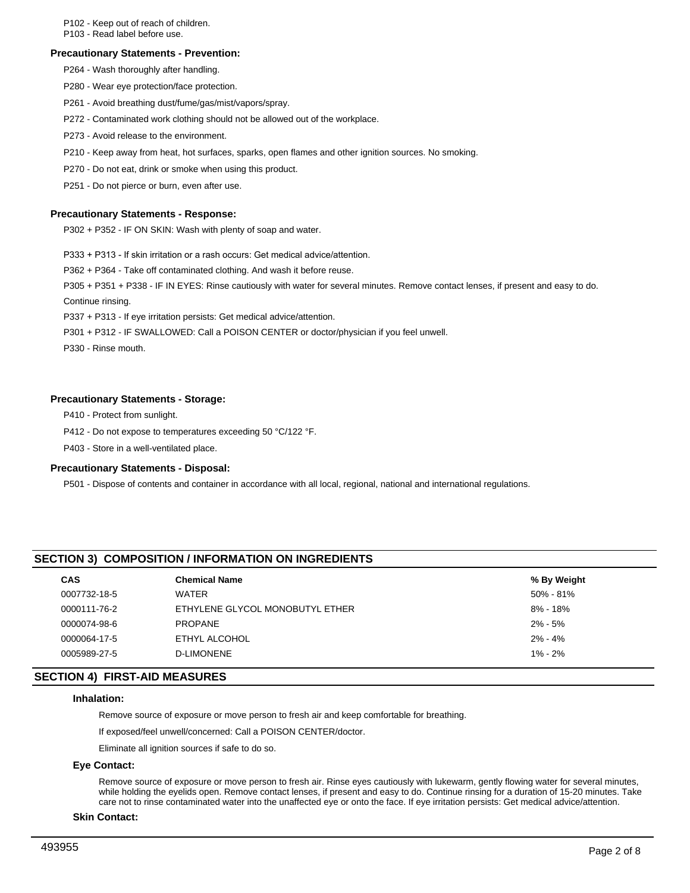P102 - Keep out of reach of children.

P103 - Read label before use.

### Precautionary Statements - Prevention:

P264 - Wash thoroughly after handling.

P280 - Wear eye protection/face protection.

P261 - Avoid breathing dust/fume/gas/mist/vapors/spray.

P272 - Contaminated work clothing should not be allowed out of the workplace.

P273 - Avoid release to the environment.

P210 - Keep away from heat, hot surfaces, sparks, open flames and other ignition sources. No smoking.

P270 - Do not eat, drink or smoke when using this product.

P251 - Do not pierce or burn, even after use.

### Precautionary Statements - Response:

P302 + P352 - IF ON SKIN: Wash with plenty of soap and water.

P333 + P313 - If skin irritation or a rash occurs: Get medical advice/attention.

P362 + P364 - Take off contaminated clothing. And wash it before reuse.

P305 + P351 + P338 - IF IN EYES: Rinse cautiously with water for several minutes. Remove contact lenses, if present and easy to do. Continue rinsing.

P337 + P313 - If eye irritation persists: Get medical advice/attention.

P301 + P312 - IF SWALLOWED: Call a POISON CENTER or doctor/physician if you feel unwell.

P330 - Rinse mouth.

### Precautionary Statements - Storage:

P410 - Protect from sunlight.

P412 - Do not expose to temperatures exceeding 50 °C/122 °F.

P403 - Store in a well-ventilated place.

### Precautionary Statements - Disposal:

P501 - Dispose of contents and container in accordance with all local, regional, national and international regulations.

## SECTION 3) COMPOSITION / INFORMATION ON INGREDIENTS

| CAS | Chemical Name | % By Weight |
|---|---|---|
| 0007732-18-5 | WATER | 50% - 81% |
| 0000111-76-2 | ETHYLENE GLYCOL MONOBUTYL ETHER | 8% - 18% |
| 0000074-98-6 | PROPANE | 2% - 5% |
| 0000064-17-5 | ETHYL ALCOHOL | 2% - 4% |
| 0005989-27-5 | D-LIMONENE | 1% - 2% |

## SECTION 4) FIRST-AID MEASURES

### Inhalation:

Remove source of exposure or move person to fresh air and keep comfortable for breathing.

If exposed/feel unwell/concerned: Call a POISON CENTER/doctor.

Eliminate all ignition sources if safe to do so.

### Eye Contact:

Remove source of exposure or move person to fresh air. Rinse eyes cautiously with lukewarm, gently flowing water for several minutes, while holding the eyelids open. Remove contact lenses, if present and easy to do. Continue rinsing for a duration of 15-20 minutes. Take care not to rinse contaminated water into the unaffected eye or onto the face. If eye irritation persists: Get medical advice/attention.

### Skin Contact: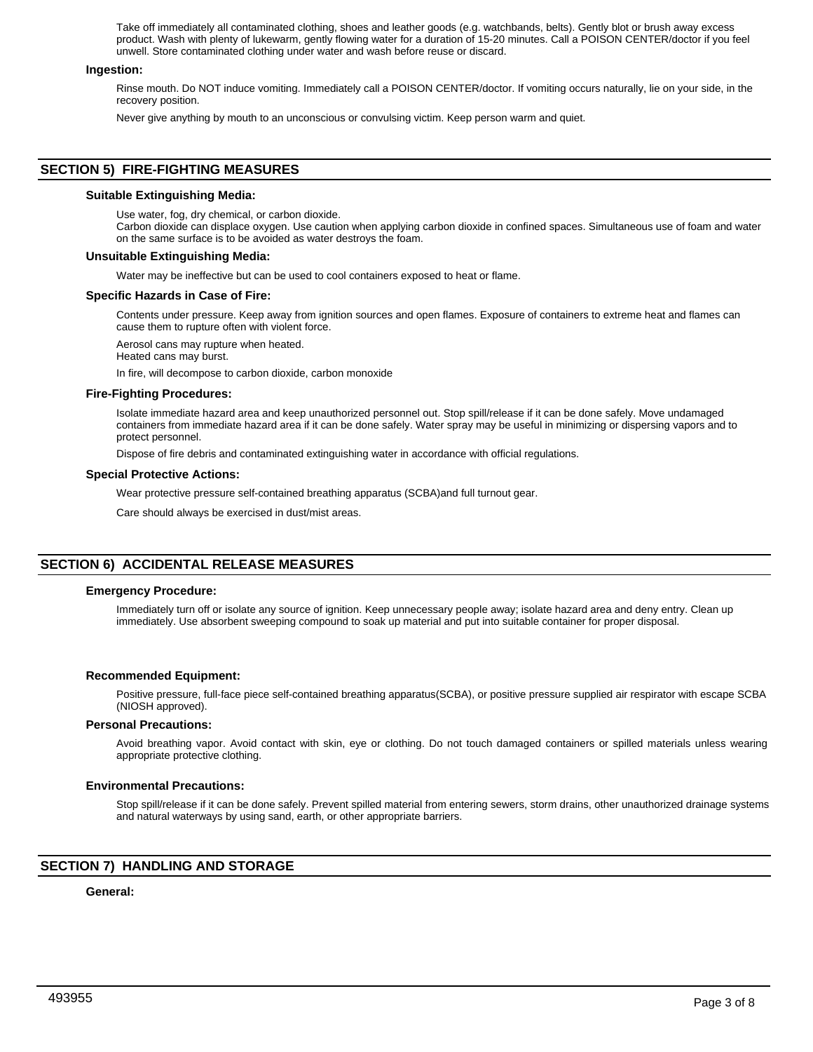Take off immediately all contaminated clothing, shoes and leather goods (e.g. watchbands, belts). Gently blot or brush away excess product. Wash with plenty of lukewarm, gently flowing water for a duration of 15-20 minutes. Call a POISON CENTER/doctor if you feel unwell. Store contaminated clothing under water and wash before reuse or discard.

**Ingestion:**

Rinse mouth. Do NOT induce vomiting. Immediately call a POISON CENTER/doctor. If vomiting occurs naturally, lie on your side, in the recovery position.

Never give anything by mouth to an unconscious or convulsing victim. Keep person warm and quiet.

## SECTION 5) FIRE-FIGHTING MEASURES

**Suitable Extinguishing Media:**

Use water, fog, dry chemical, or carbon dioxide.
Carbon dioxide can displace oxygen. Use caution when applying carbon dioxide in confined spaces. Simultaneous use of foam and water on the same surface is to be avoided as water destroys the foam.

**Unsuitable Extinguishing Media:**

Water may be ineffective but can be used to cool containers exposed to heat or flame.

**Specific Hazards in Case of Fire:**

Contents under pressure. Keep away from ignition sources and open flames. Exposure of containers to extreme heat and flames can cause them to rupture often with violent force.

Aerosol cans may rupture when heated.
Heated cans may burst.

In fire, will decompose to carbon dioxide, carbon monoxide

**Fire-Fighting Procedures:**

Isolate immediate hazard area and keep unauthorized personnel out. Stop spill/release if it can be done safely. Move undamaged containers from immediate hazard area if it can be done safely. Water spray may be useful in minimizing or dispersing vapors and to protect personnel.

Dispose of fire debris and contaminated extinguishing water in accordance with official regulations.

**Special Protective Actions:**

Wear protective pressure self-contained breathing apparatus (SCBA)and full turnout gear.

Care should always be exercised in dust/mist areas.

## SECTION 6) ACCIDENTAL RELEASE MEASURES

**Emergency Procedure:**

Immediately turn off or isolate any source of ignition. Keep unnecessary people away; isolate hazard area and deny entry. Clean up immediately. Use absorbent sweeping compound to soak up material and put into suitable container for proper disposal.

**Recommended Equipment:**

Positive pressure, full-face piece self-contained breathing apparatus(SCBA), or positive pressure supplied air respirator with escape SCBA (NIOSH approved).

**Personal Precautions:**

Avoid breathing vapor. Avoid contact with skin, eye or clothing. Do not touch damaged containers or spilled materials unless wearing appropriate protective clothing.

**Environmental Precautions:**

Stop spill/release if it can be done safely. Prevent spilled material from entering sewers, storm drains, other unauthorized drainage systems and natural waterways by using sand, earth, or other appropriate barriers.

## SECTION 7) HANDLING AND STORAGE

**General:**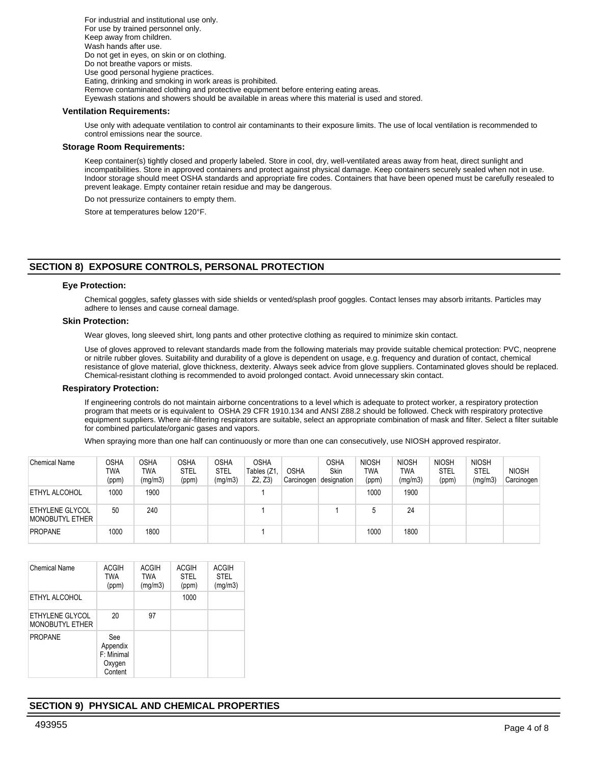For industrial and institutional use only.
For use by trained personnel only.
Keep away from children.
Wash hands after use.
Do not get in eyes, on skin or on clothing.
Do not breathe vapors or mists.
Use good personal hygiene practices.
Eating, drinking and smoking in work areas is prohibited.
Remove contaminated clothing and protective equipment before entering eating areas.
Eyewash stations and showers should be available in areas where this material is used and stored.

**Ventilation Requirements:**

Use only with adequate ventilation to control air contaminants to their exposure limits. The use of local ventilation is recommended to control emissions near the source.

**Storage Room Requirements:**

Keep container(s) tightly closed and properly labeled. Store in cool, dry, well-ventilated areas away from heat, direct sunlight and incompatibilities. Store in approved containers and protect against physical damage. Keep containers securely sealed when not in use. Indoor storage should meet OSHA standards and appropriate fire codes. Containers that have been opened must be carefully resealed to prevent leakage. Empty container retain residue and may be dangerous.

Do not pressurize containers to empty them.

Store at temperatures below 120°F.

## SECTION 8) EXPOSURE CONTROLS, PERSONAL PROTECTION

**Eye Protection:**

Chemical goggles, safety glasses with side shields or vented/splash proof goggles. Contact lenses may absorb irritants. Particles may adhere to lenses and cause corneal damage.

**Skin Protection:**

Wear gloves, long sleeved shirt, long pants and other protective clothing as required to minimize skin contact.

Use of gloves approved to relevant standards made from the following materials may provide suitable chemical protection: PVC, neoprene or nitrile rubber gloves. Suitability and durability of a glove is dependent on usage, e.g. frequency and duration of contact, chemical resistance of glove material, glove thickness, dexterity. Always seek advice from glove suppliers. Contaminated gloves should be replaced. Chemical-resistant clothing is recommended to avoid prolonged contact. Avoid unnecessary skin contact.

**Respiratory Protection:**

If engineering controls do not maintain airborne concentrations to a level which is adequate to protect worker, a respiratory protection program that meets or is equivalent to OSHA 29 CFR 1910.134 and ANSI Z88.2 should be followed. Check with respiratory protective equipment suppliers. Where air-filtering respirators are suitable, select an appropriate combination of mask and filter. Select a filter suitable for combined particulate/organic gases and vapors.

When spraying more than one half can continuously or more than one can consecutively, use NIOSH approved respirator.

| Chemical Name | OSHA TWA (ppm) | OSHA TWA (mg/m3) | OSHA STEL (ppm) | OSHA STEL (mg/m3) | OSHA Tables (Z1, Z2, Z3) | OSHA Carcinogen | OSHA Skin designation | NIOSH TWA (ppm) | NIOSH TWA (mg/m3) | NIOSH STEL (ppm) | NIOSH STEL (mg/m3) | NIOSH Carcinogen |
|---|---|---|---|---|---|---|---|---|---|---|---|---|
| ETHYL ALCOHOL | 1000 | 1900 | | | 1 | | | 1000 | 1900 | | | |
| ETHYLENE GLYCOL MONOBUTYL ETHER | 50 | 240 | | | 1 | | 1 | 5 | 24 | | | |
| PROPANE | 1000 | 1800 | | | 1 | | | 1000 | 1800 | | | |

| Chemical Name | ACGIH TWA (ppm) | ACGIH TWA (mg/m3) | ACGIH STEL (ppm) | ACGIH STEL (mg/m3) |
|---|---|---|---|---|
| ETHYL ALCOHOL | | | 1000 | |
| ETHYLENE GLYCOL MONOBUTYL ETHER | 20 | 97 | | |
| PROPANE | See Appendix F: Minimal Oxygen Content | | | |

## SECTION 9) PHYSICAL AND CHEMICAL PROPERTIES

493955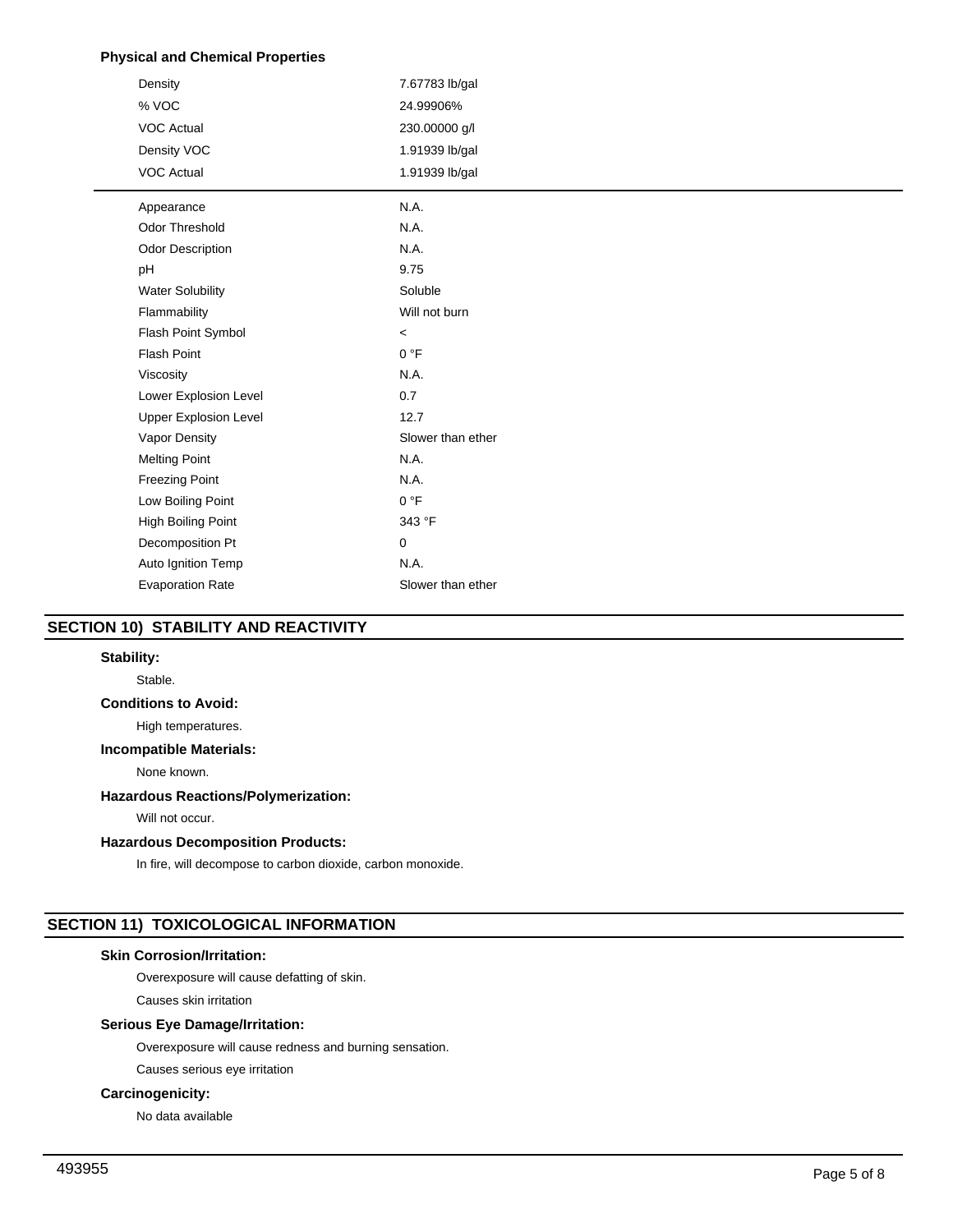**Physical and Chemical Properties**

| | |
|---|---|
| Density | 7.67783 lb/gal |
| % VOC | 24.99906% |
| VOC Actual | 230.00000 g/l |
| Density VOC | 1.91939 lb/gal |
| VOC Actual | 1.91939 lb/gal |

| | |
|---|---|
| Appearance | N.A. |
| Odor Threshold | N.A. |
| Odor Description | N.A. |
| pH | 9.75 |
| Water Solubility | Soluble |
| Flammability | Will not burn |
| Flash Point Symbol | < |
| Flash Point | 0 °F |
| Viscosity | N.A. |
| Lower Explosion Level | 0.7 |
| Upper Explosion Level | 12.7 |
| Vapor Density | Slower than ether |
| Melting Point | N.A. |
| Freezing Point | N.A. |
| Low Boiling Point | 0 °F |
| High Boiling Point | 343 °F |
| Decomposition Pt | 0 |
| Auto Ignition Temp | N.A. |
| Evaporation Rate | Slower than ether |

## SECTION 10) STABILITY AND REACTIVITY

**Stability:**

Stable.

**Conditions to Avoid:**

High temperatures.

**Incompatible Materials:**

None known.

**Hazardous Reactions/Polymerization:**

Will not occur.

**Hazardous Decomposition Products:**

In fire, will decompose to carbon dioxide, carbon monoxide.

## SECTION 11) TOXICOLOGICAL INFORMATION

**Skin Corrosion/Irritation:**

Overexposure will cause defatting of skin.

Causes skin irritation

**Serious Eye Damage/Irritation:**

Overexposure will cause redness and burning sensation.

Causes serious eye irritation

**Carcinogenicity:**

No data available

493955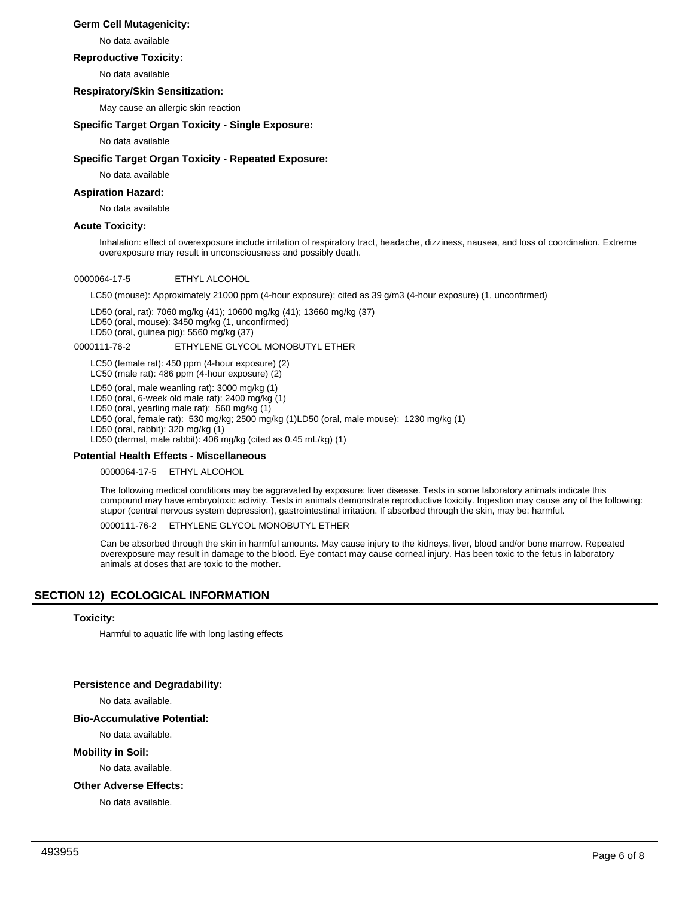### Germ Cell Mutagenicity:

No data available

### Reproductive Toxicity:

No data available

### Respiratory/Skin Sensitization:

May cause an allergic skin reaction

### Specific Target Organ Toxicity - Single Exposure:

No data available

### Specific Target Organ Toxicity - Repeated Exposure:

No data available

### Aspiration Hazard:

No data available

### Acute Toxicity:

Inhalation: effect of overexposure include irritation of respiratory tract, headache, dizziness, nausea, and loss of coordination. Extreme overexposure may result in unconsciousness and possibly death.

0000064-17-5 ETHYL ALCOHOL

LC50 (mouse): Approximately 21000 ppm (4-hour exposure); cited as 39 g/m3 (4-hour exposure) (1, unconfirmed)

LD50 (oral, rat): 7060 mg/kg (41); 10600 mg/kg (41); 13660 mg/kg (37)
LD50 (oral, mouse): 3450 mg/kg (1, unconfirmed)
LD50 (oral, guinea pig): 5560 mg/kg (37)

0000111-76-2 ETHYLENE GLYCOL MONOBUTYL ETHER

LC50 (female rat): 450 ppm (4-hour exposure) (2)
LC50 (male rat): 486 ppm (4-hour exposure) (2)

LD50 (oral, male weanling rat): 3000 mg/kg (1)
LD50 (oral, 6-week old male rat): 2400 mg/kg (1)
LD50 (oral, yearling male rat): 560 mg/kg (1)
LD50 (oral, female rat): 530 mg/kg; 2500 mg/kg (1)LD50 (oral, male mouse): 1230 mg/kg (1)
LD50 (oral, rabbit): 320 mg/kg (1)
LD50 (dermal, male rabbit): 406 mg/kg (cited as 0.45 mL/kg) (1)

### Potential Health Effects - Miscellaneous

0000064-17-5 ETHYL ALCOHOL

The following medical conditions may be aggravated by exposure: liver disease. Tests in some laboratory animals indicate this compound may have embryotoxic activity. Tests in animals demonstrate reproductive toxicity. Ingestion may cause any of the following: stupor (central nervous system depression), gastrointestinal irritation. If absorbed through the skin, may be: harmful.

0000111-76-2 ETHYLENE GLYCOL MONOBUTYL ETHER

Can be absorbed through the skin in harmful amounts. May cause injury to the kidneys, liver, blood and/or bone marrow. Repeated overexposure may result in damage to the blood. Eye contact may cause corneal injury. Has been toxic to the fetus in laboratory animals at doses that are toxic to the mother.

## SECTION 12) ECOLOGICAL INFORMATION

### Toxicity:

Harmful to aquatic life with long lasting effects

### Persistence and Degradability:

No data available.

### Bio-Accumulative Potential:

No data available.

### Mobility in Soil:

No data available.

### Other Adverse Effects:

No data available.

493955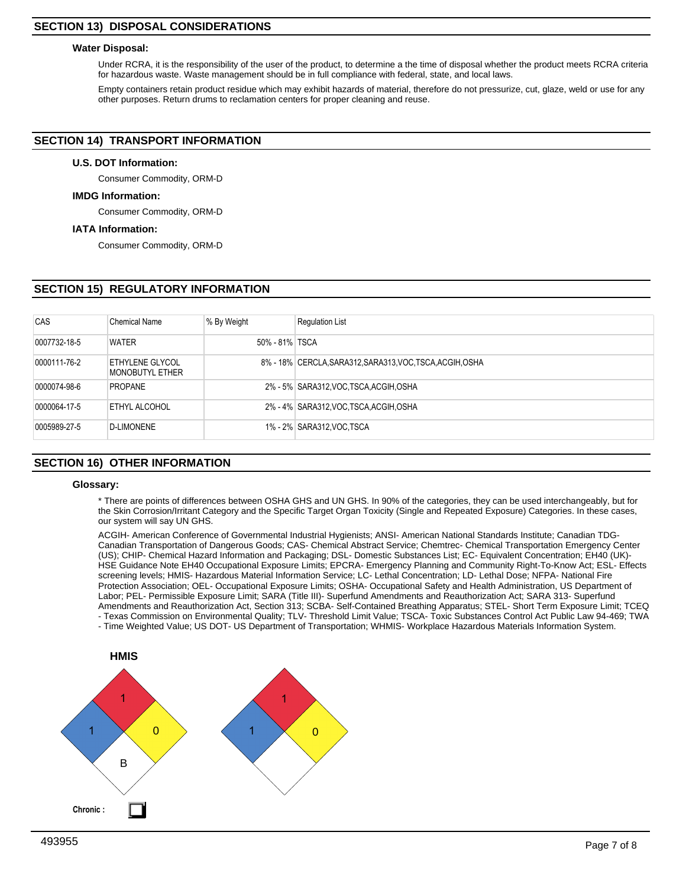## SECTION 13) DISPOSAL CONSIDERATIONS

### Water Disposal:

Under RCRA, it is the responsibility of the user of the product, to determine a the time of disposal whether the product meets RCRA criteria for hazardous waste. Waste management should be in full compliance with federal, state, and local laws.

Empty containers retain product residue which may exhibit hazards of material, therefore do not pressurize, cut, glaze, weld or use for any other purposes. Return drums to reclamation centers for proper cleaning and reuse.

## SECTION 14) TRANSPORT INFORMATION

### U.S. DOT Information:

Consumer Commodity, ORM-D

### IMDG Information:

Consumer Commodity, ORM-D

### IATA Information:

Consumer Commodity, ORM-D

## SECTION 15) REGULATORY INFORMATION

| CAS | Chemical Name | % By Weight | Regulation List |
|---|---|---|---|
| 0007732-18-5 | WATER | 50% - 81% | TSCA |
| 0000111-76-2 | ETHYLENE GLYCOL MONOBUTYL ETHER | 8% - 18% | CERCLA,SARA312,SARA313,VOC,TSCA,ACGIH,OSHA |
| 0000074-98-6 | PROPANE | 2% - 5% | SARA312,VOC,TSCA,ACGIH,OSHA |
| 0000064-17-5 | ETHYL ALCOHOL | 2% - 4% | SARA312,VOC,TSCA,ACGIH,OSHA |
| 0005989-27-5 | D-LIMONENE | 1% - 2% | SARA312,VOC,TSCA |

## SECTION 16) OTHER INFORMATION

### Glossary:

* There are points of differences between OSHA GHS and UN GHS. In 90% of the categories, they can be used interchangeably, but for the Skin Corrosion/Irritant Category and the Specific Target Organ Toxicity (Single and Repeated Exposure) Categories. In these cases, our system will say UN GHS.

ACGIH- American Conference of Governmental Industrial Hygienists; ANSI- American National Standards Institute; Canadian TDG- Canadian Transportation of Dangerous Goods; CAS- Chemical Abstract Service; Chemtrec- Chemical Transportation Emergency Center (US); CHIP- Chemical Hazard Information and Packaging; DSL- Domestic Substances List; EC- Equivalent Concentration; EH40 (UK)- HSE Guidance Note EH40 Occupational Exposure Limits; EPCRA- Emergency Planning and Community Right-To-Know Act; ESL- Effects screening levels; HMIS- Hazardous Material Information Service; LC- Lethal Concentration; LD- Lethal Dose; NFPA- National Fire Protection Association; OEL- Occupational Exposure Limits; OSHA- Occupational Safety and Health Administration, US Department of Labor; PEL- Permissible Exposure Limit; SARA (Title III)- Superfund Amendments and Reauthorization Act; SARA 313- Superfund Amendments and Reauthorization Act, Section 313; SCBA- Self-Contained Breathing Apparatus; STEL- Short Term Exposure Limit; TCEQ - Texas Commission on Environmental Quality; TLV- Threshold Limit Value; TSCA- Toxic Substances Control Act Public Law 94-469; TWA - Time Weighted Value; US DOT- US Department of Transportation; WHMIS- Workplace Hazardous Materials Information System.

**HMIS**

| Health | Flammability | Reactivity | Special |
|---|---|---|---|
| 1 | 1 | 0 | B |

| Health | Flammability | Reactivity | Special |
|---|---|---|---|
| 1 | 1 | 0 | |

**Chronic :** ☐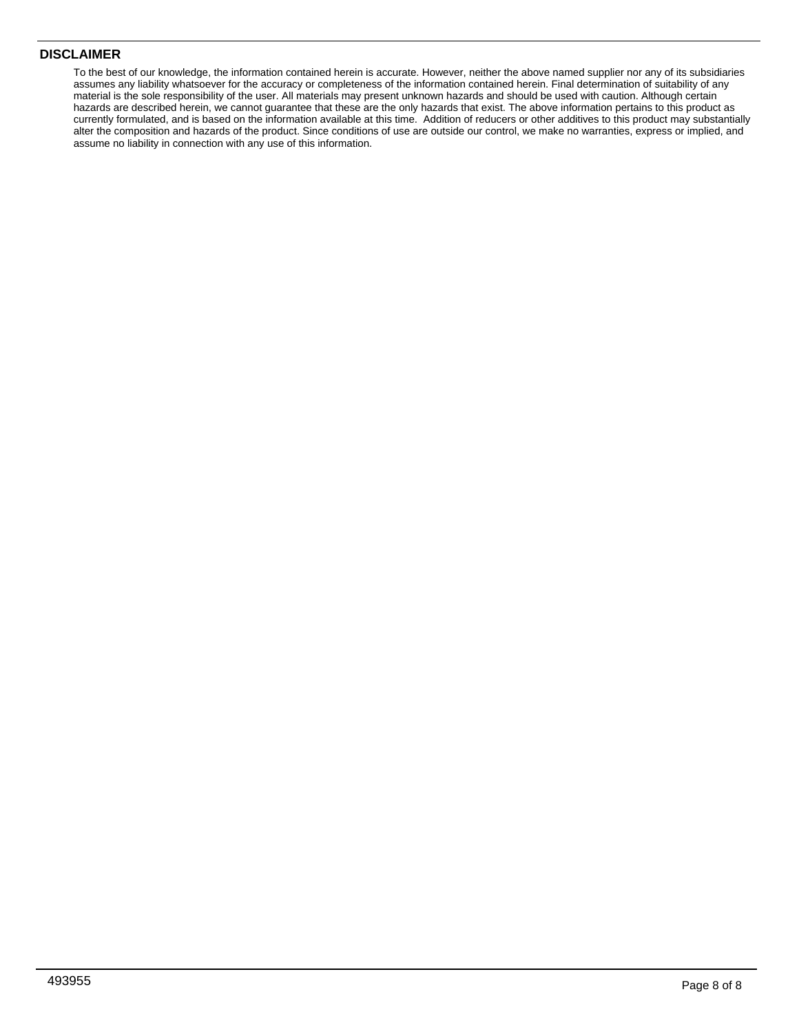## DISCLAIMER

To the best of our knowledge, the information contained herein is accurate. However, neither the above named supplier nor any of its subsidiaries assumes any liability whatsoever for the accuracy or completeness of the information contained herein. Final determination of suitability of any material is the sole responsibility of the user. All materials may present unknown hazards and should be used with caution. Although certain hazards are described herein, we cannot guarantee that these are the only hazards that exist. The above information pertains to this product as currently formulated, and is based on the information available at this time. Addition of reducers or other additives to this product may substantially alter the composition and hazards of the product. Since conditions of use are outside our control, we make no warranties, express or implied, and assume no liability in connection with any use of this information.